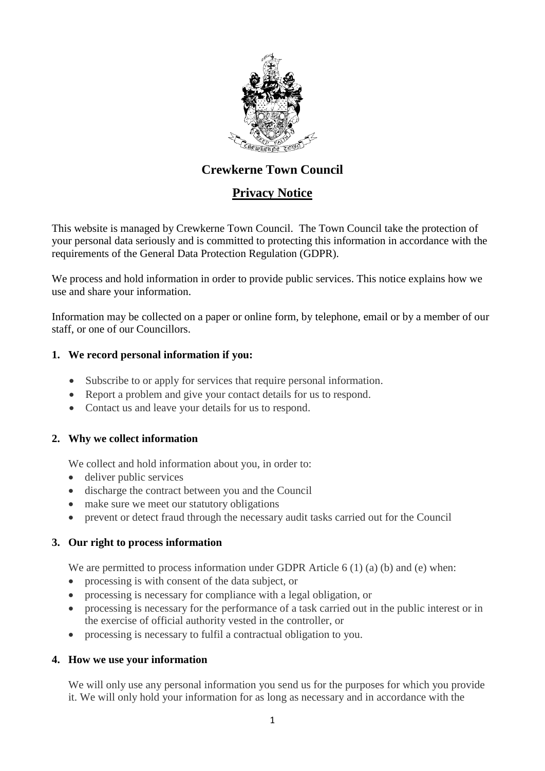# Crewkerne Town Council

## Privacy Notice

This website is managed by Crewkerne Town Council. The Town Council take the protection of your personal data seriously and is committed to protecting this information in accordance with the requirements of the General Data Protection Regulation (GDPR).

We process and hold information in order to provide public services. This notice explains how we use and share your information.

Information may be collected on a paper or online form, by telephone, email or by a member of our staff, or one of our Councillors.

### 1. We record personal information if you:

- Subscribe to or apply for services that require personal information.
- Report a problem and give your contact details for us to respond.
- Contact us and leave your details for us to respond.

### 2. Why we collect information

We collect and hold information about you, in order to:

- deliver public services
- discharge the contract between you and the Council
- make sure we meet our statutory obligations
- prevent or detect fraud through the necessary audit tasks carried out for the Council

### 3. Our right to process information

We are permitted to process information under GDPR Article 6 (1) (a) (b) and (e) when:

- processing is with consent of the data subject, or
- processing is necessary for compliance with a legal obligation, or
- processing is necessary for the performance of a task carried out in the public interest or in the exercise of official authority vested in the controller, or
- processing is necessary to fulfil a contractual obligation to you.

### 4. How we use your information

We will only use any personal information you send us for the purposes for which you provide it. We will only hold your information for as long as necessary and in accordance with the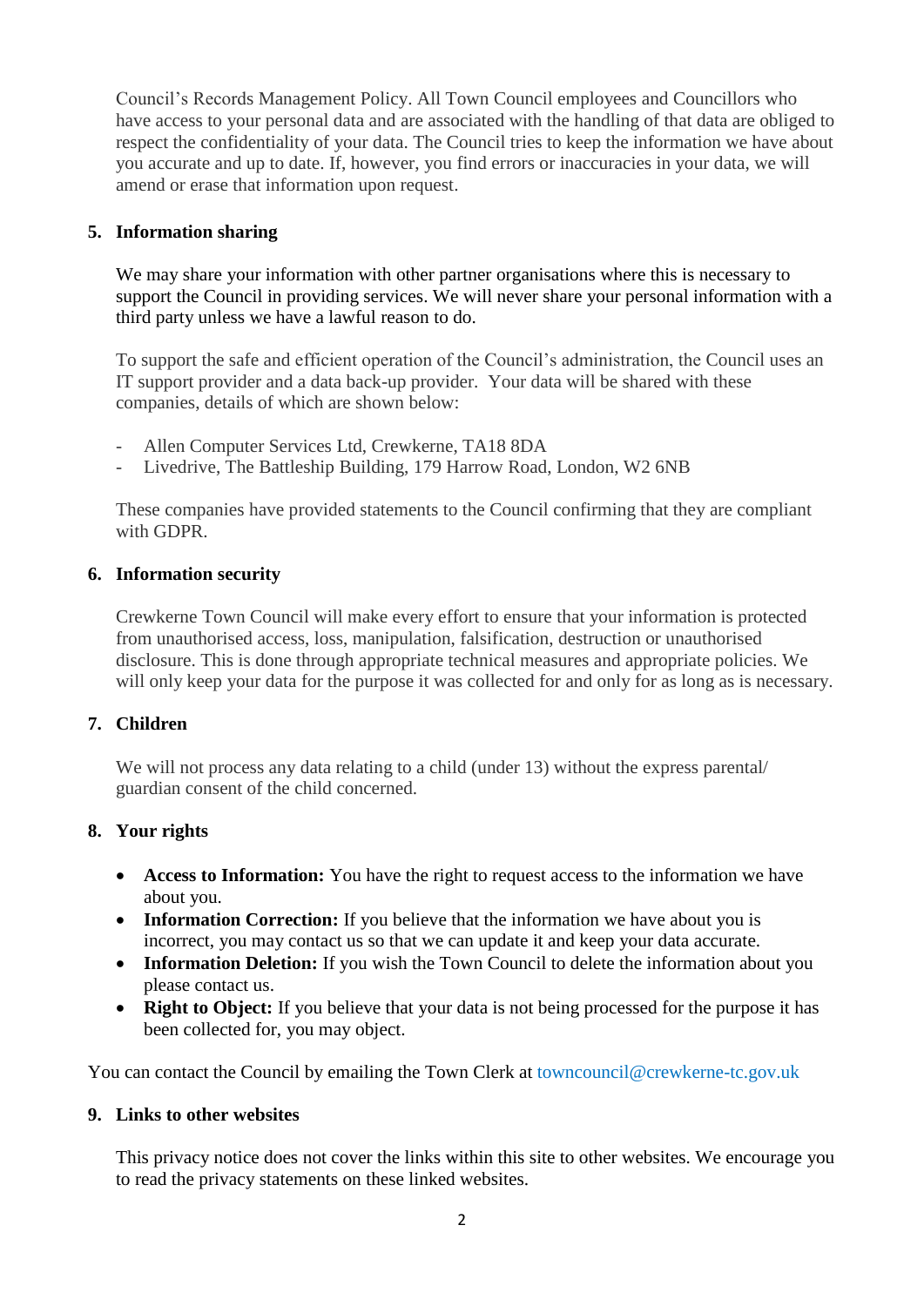Council's Records Management Policy. All Town Council employees and Councillors who have access to your personal data and are associated with the handling of that data are obliged to respect the confidentiality of your data. The Council tries to keep the information we have about you accurate and up to date. If, however, you find errors or inaccuracies in your data, we will amend or erase that information upon request.

## 5. Information sharing

We may share your information with other partner organisations where this is necessary to support the Council in providing services. We will never share your personal information with a third party unless we have a lawful reason to do.

To support the safe and efficient operation of the Council's administration, the Council uses an IT support provider and a data back-up provider. Your data will be shared with these companies, details of which are shown below:

- Allen Computer Services Ltd, Crewkerne, TA18 8DA
- Livedrive, The Battleship Building, 179 Harrow Road, London, W2 6NB

These companies have provided statements to the Council confirming that they are compliant with GDPR.

## 6. Information security

Crewkerne Town Council will make every effort to ensure that your information is protected from unauthorised access, loss, manipulation, falsification, destruction or unauthorised disclosure. This is done through appropriate technical measures and appropriate policies. We will only keep your data for the purpose it was collected for and only for as long as is necessary.

## 7. Children

We will not process any data relating to a child (under 13) without the express parental/ guardian consent of the child concerned.

## 8. Your rights

- **Access to Information:** You have the right to request access to the information we have about you.
- **Information Correction:** If you believe that the information we have about you is incorrect, you may contact us so that we can update it and keep your data accurate.
- **Information Deletion:** If you wish the Town Council to delete the information about you please contact us.
- **Right to Object:** If you believe that your data is not being processed for the purpose it has been collected for, you may object.

You can contact the Council by emailing the Town Clerk at towncouncil@crewkerne-tc.gov.uk

## 9. Links to other websites

This privacy notice does not cover the links within this site to other websites. We encourage you to read the privacy statements on these linked websites.